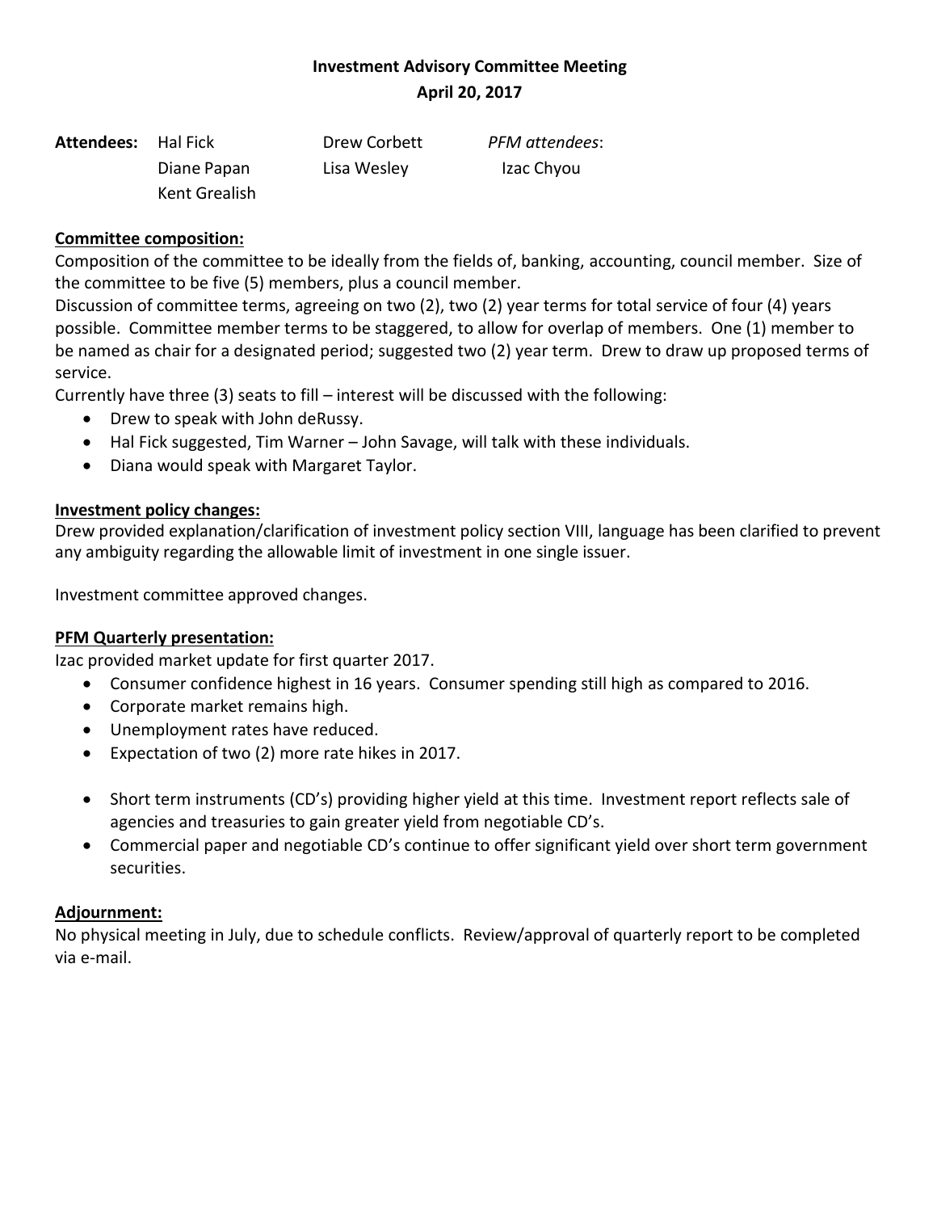**Investment Advisory Committee Meeting**

**April 20, 2017**

| **Attendees:** | Hal Fick | Drew Corbett | *PFM attendees*: |
|---|---|---|---|
| | Diane Papan | Lisa Wesley | Izac Chyou |
| | Kent Grealish | | |

**Committee composition:**

Composition of the committee to be ideally from the fields of, banking, accounting, council member. Size of the committee to be five (5) members, plus a council member.

Discussion of committee terms, agreeing on two (2), two (2) year terms for total service of four (4) years possible. Committee member terms to be staggered, to allow for overlap of members. One (1) member to be named as chair for a designated period; suggested two (2) year term. Drew to draw up proposed terms of service.

Currently have three (3) seats to fill – interest will be discussed with the following:

- Drew to speak with John deRussy.
- Hal Fick suggested, Tim Warner – John Savage, will talk with these individuals.
- Diana would speak with Margaret Taylor.

**Investment policy changes:**

Drew provided explanation/clarification of investment policy section VIII, language has been clarified to prevent any ambiguity regarding the allowable limit of investment in one single issuer.

Investment committee approved changes.

**PFM Quarterly presentation:**

Izac provided market update for first quarter 2017.

- Consumer confidence highest in 16 years. Consumer spending still high as compared to 2016.
- Corporate market remains high.
- Unemployment rates have reduced.
- Expectation of two (2) more rate hikes in 2017.

- Short term instruments (CD's) providing higher yield at this time. Investment report reflects sale of agencies and treasuries to gain greater yield from negotiable CD's.
- Commercial paper and negotiable CD's continue to offer significant yield over short term government securities.

**Adjournment:**

No physical meeting in July, due to schedule conflicts. Review/approval of quarterly report to be completed via e-mail.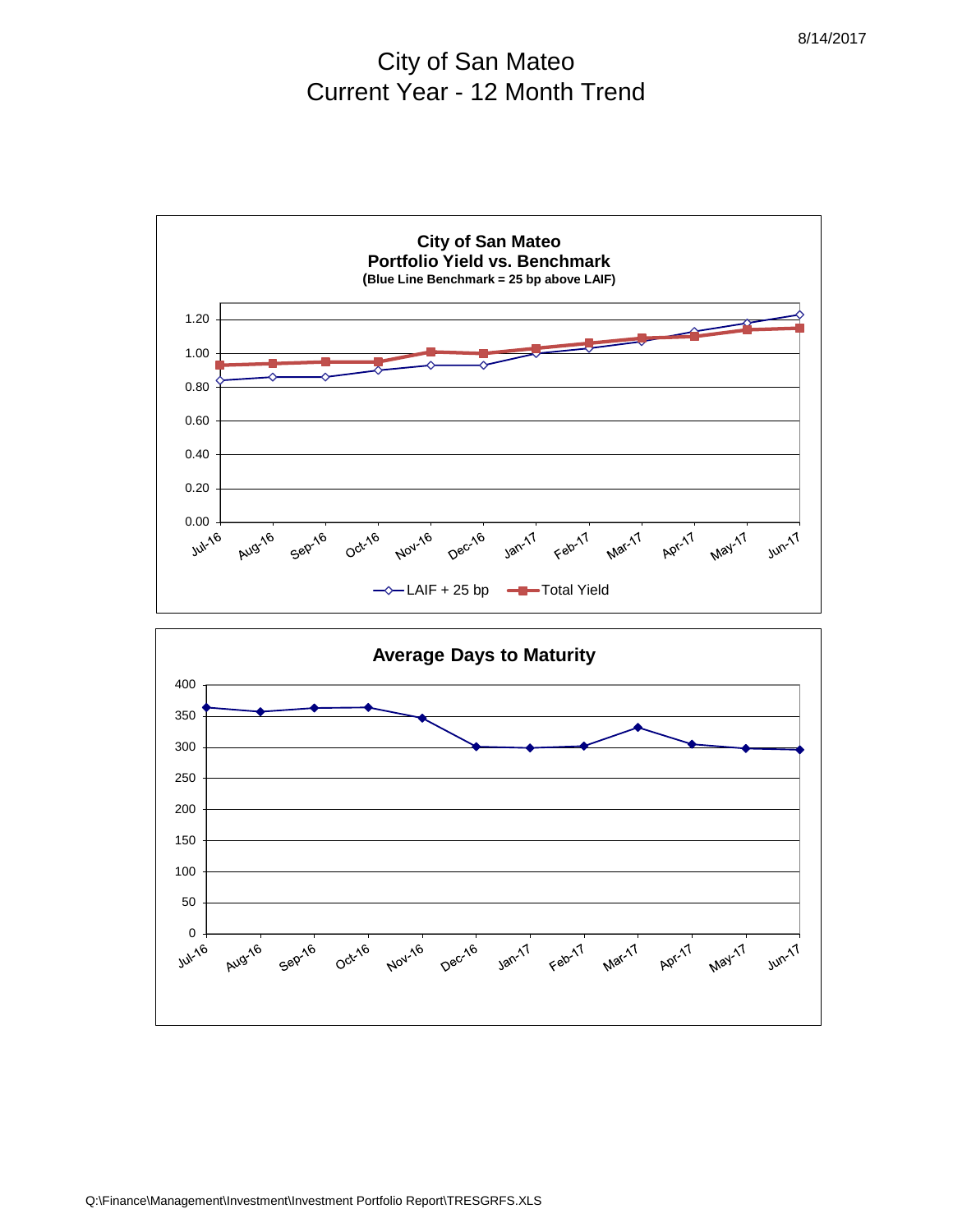8/14/2017

# City of San Mateo
# Current Year - 12 Month Trend

**City of San Mateo**
**Portfolio Yield vs. Benchmark**
**(Blue Line Benchmark = 25 bp above LAIF)**

1.20
1.00
0.80
0.60
0.40
0.20
0.00

Jul-16 Aug-16 Sep-16 Oct-16 Nov-16 Dec-16 Jan-17 Feb-17 Mar-17 Apr-17 May-17 Jun-17

LAIF + 25 bp — Total Yield

**Average Days to Maturity**

400
350
300
250
200
150
100
50
0

Jul-16 Aug-16 Sep-16 Oct-16 Nov-16 Dec-16 Jan-17 Feb-17 Mar-17 Apr-17 May-17 Jun-17

Q:\Finance\Management\Investment\Investment Portfolio Report\TRESGRFS.XLS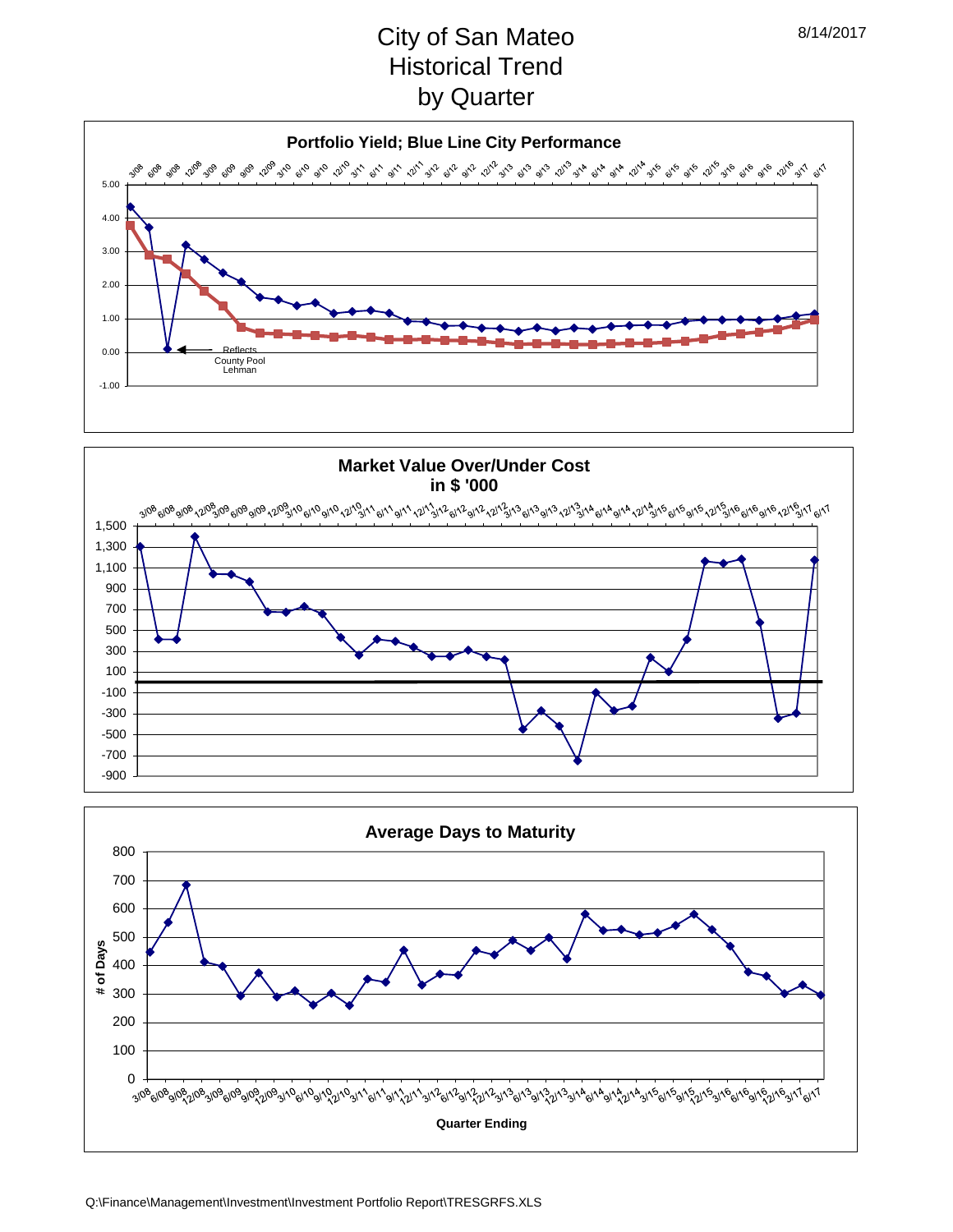# City of San Mateo
# Historical Trend
# by Quarter

8/14/2017

**Portfolio Yield; Blue Line City Performance**

Reflects County Pool Lehman

**Market Value Over/Under Cost in $ '000**

**Average Days to Maturity**

Quarter Ending

Q:\Finance\Management\Investment\Investment Portfolio Report\TRESGRFS.XLS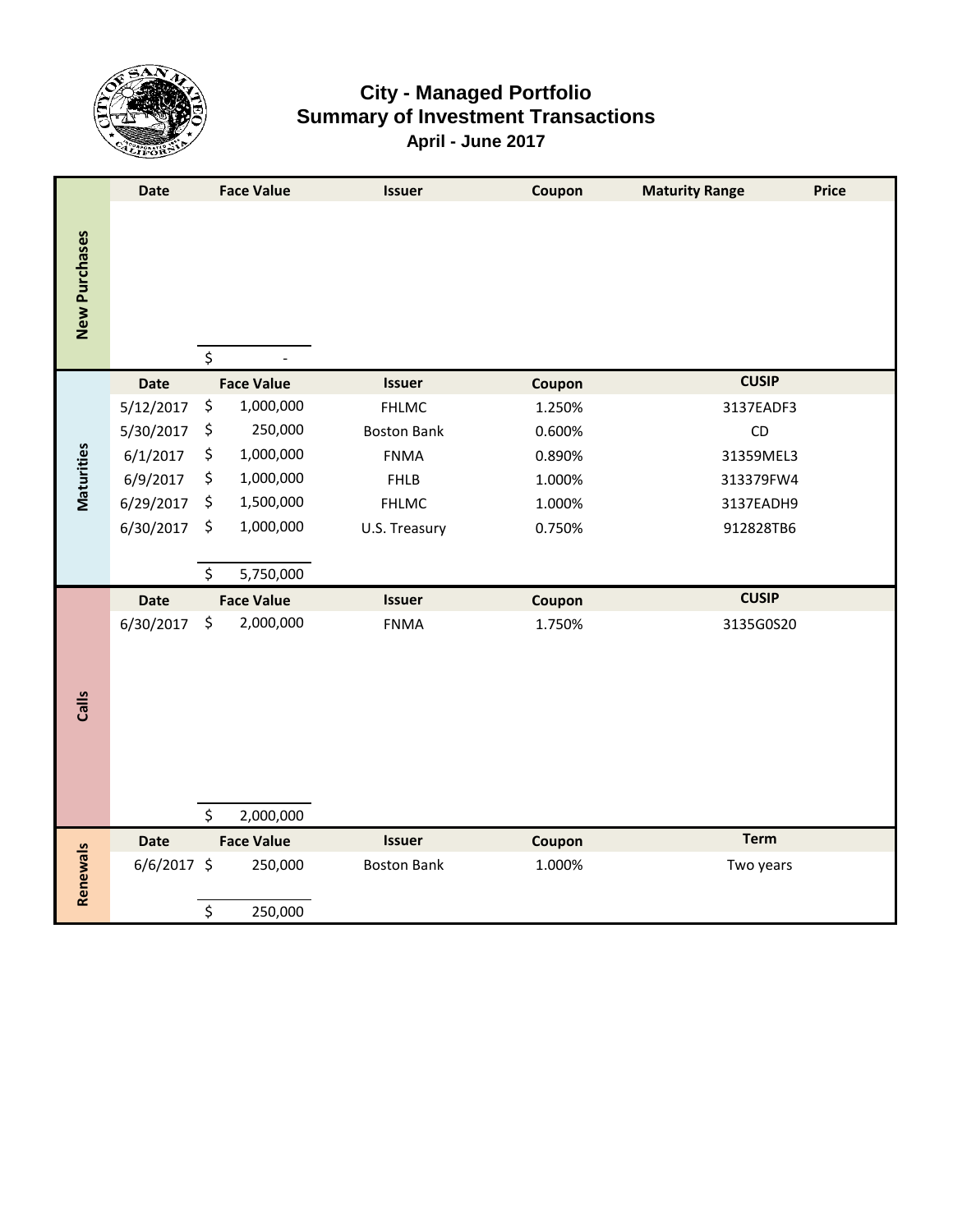# City - Managed Portfolio
## Summary of Investment Transactions
### April - June 2017

**New Purchases**

| Date | Face Value | Issuer | Coupon | Maturity Range | Price |
|---|---|---|---|---|---|
| | $ - | | | | |

**Maturities**

| Date | Face Value | Issuer | Coupon | CUSIP |
|---|---|---|---|---|
| 5/12/2017 | $ 1,000,000 | FHLMC | 1.250% | 3137EADF3 |
| 5/30/2017 | $ 250,000 | Boston Bank | 0.600% | CD |
| 6/1/2017 | $ 1,000,000 | FNMA | 0.890% | 31359MEL3 |
| 6/9/2017 | $ 1,000,000 | FHLB | 1.000% | 313379FW4 |
| 6/29/2017 | $ 1,500,000 | FHLMC | 1.000% | 3137EADH9 |
| 6/30/2017 | $ 1,000,000 | U.S. Treasury | 0.750% | 912828TB6 |
| | $ 5,750,000 | | | |

**Calls**

| Date | Face Value | Issuer | Coupon | CUSIP |
|---|---|---|---|---|
| 6/30/2017 | $ 2,000,000 | FNMA | 1.750% | 3135G0S20 |
| | $ 2,000,000 | | | |

**Renewals**

| Date | Face Value | Issuer | Coupon | Term |
|---|---|---|---|---|
| 6/6/2017 | $ 250,000 | Boston Bank | 1.000% | Two years |
| | $ 250,000 | | | |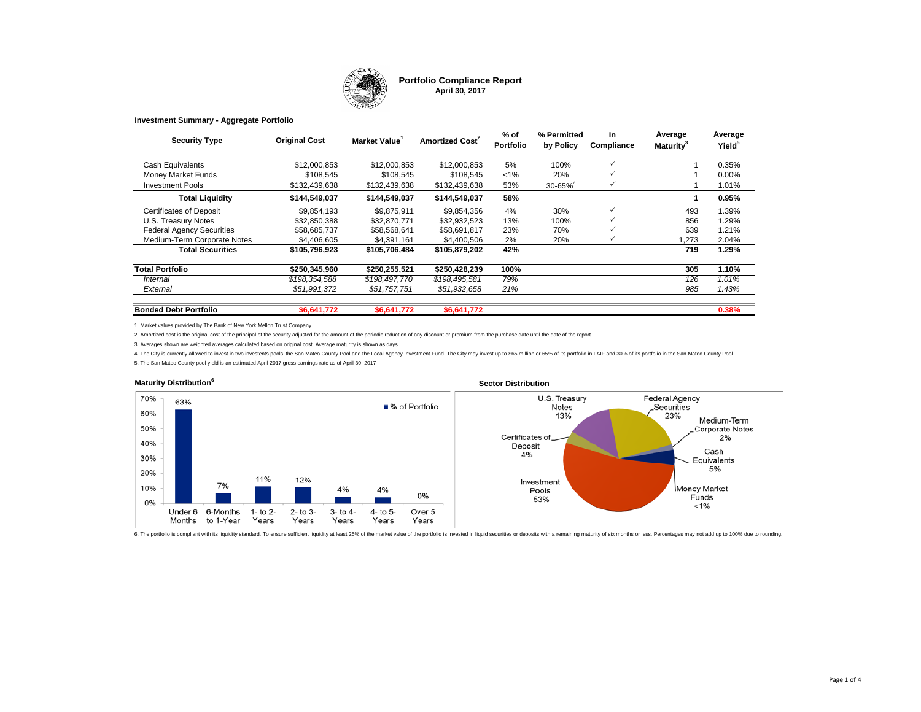# Portfolio Compliance Report

**April 30, 2017**

**Investment Summary - Aggregate Portfolio**

| Security Type | Original Cost | Market Value[1] | Amortized Cost[2] | % of Portfolio | % Permitted by Policy | In Compliance | Average Maturity[3] | Average Yield[5] |
|---|---|---|---|---|---|---|---|---|
| Cash Equivalents | $12,000,853 | $12,000,853 | $12,000,853 | 5% | 100% | ✓ | 1 | 0.35% |
| Money Market Funds | $108,545 | $108,545 | $108,545 | <1% | 20% | ✓ | 1 | 0.00% |
| Investment Pools | $132,439,638 | $132,439,638 | $132,439,638 | 53% | 30-65%[4] | ✓ | 1 | 1.01% |
| **Total Liquidity** | **$144,549,037** | **$144,549,037** | **$144,549,037** | **58%** | | | **1** | **0.95%** |
| Certificates of Deposit | $9,854,193 | $9,875,911 | $9,854,356 | 4% | 30% | ✓ | 493 | 1.39% |
| U.S. Treasury Notes | $32,850,388 | $32,870,771 | $32,932,523 | 13% | 100% | ✓ | 856 | 1.29% |
| Federal Agency Securities | $58,685,737 | $58,568,641 | $58,691,817 | 23% | 70% | ✓ | 639 | 1.21% |
| Medium-Term Corporate Notes | $4,406,605 | $4,391,161 | $4,400,506 | 2% | 20% | ✓ | 1,273 | 2.04% |
| **Total Securities** | **$105,796,923** | **$105,706,484** | **$105,879,202** | **42%** | | | **719** | **1.29%** |
| **Total Portfolio** | **$250,345,960** | **$250,255,521** | **$250,428,239** | **100%** | | | **305** | **1.10%** |
| *Internal* | *$198,354,588* | *$198,497,770* | *$198,495,581* | *79%* | | | *126* | *1.01%* |
| *External* | *$51,991,372* | *$51,757,751* | *$51,932,658* | *21%* | | | *985* | *1.43%* |
| **Bonded Debt Portfolio** | **$6,641,772** | **$6,641,772** | **$6,641,772** | | | | | **0.38%** |

1. Market values provided by The Bank of New York Mellon Trust Company.

2. Amortized cost is the original cost of the principal of the security adjusted for the amount of the periodic reduction of any discount or premium from the purchase date until the date of the report.

3. Averages shown are weighted averages calculated based on original cost. Average maturity is shown as days.

4. The City is currently allowed to invest in two investents pools–the San Mateo County Pool and the Local Agency Investment Fund. The City may invest up to $65 million or 65% of its portfolio in LAIF and 30% of its portfolio in the San Mateo County Pool.

5. The San Mateo County pool yield is an estimated April 2017 gross earnings rate as of April 30, 2017

**Maturity Distribution[6]**

| | Under 6 Months | 6-Months to 1-Year | 1- to 2-Years | 2- to 3-Years | 3- to 4-Years | 4- to 5-Years | Over 5 Years |
|---|---|---|---|---|---|---|---|
| % of Portfolio | 63% | 7% | 11% | 12% | 4% | 4% | 0% |

**Sector Distribution**

| Sector | % |
|---|---|
| U.S. Treasury Notes | 13% |
| Federal Agency Securities | 23% |
| Medium-Term Corporate Notes | 2% |
| Cash Equivalents | 5% |
| Money Market Funds | <1% |
| Investment Pools | 53% |
| Certificates of Deposit | 4% |

6. The portfolio is compliant with its liquidity standard. To ensure sufficient liquidity at least 25% of the market value of the portfolio is invested in liquid securities or deposits with a remaining maturity of six months or less. Percentages may not add up to 100% due to rounding.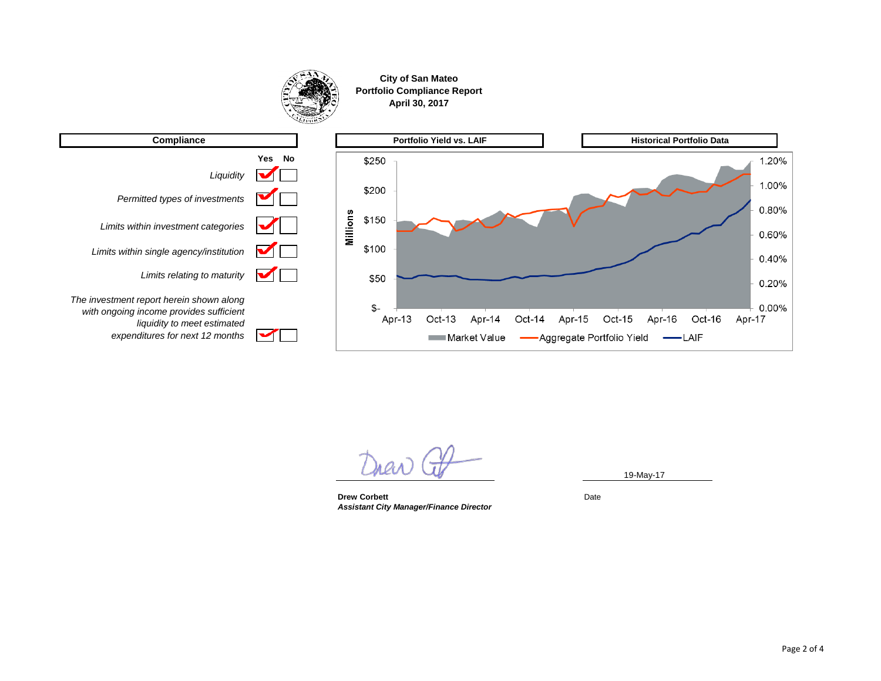**City of San Mateo**
**Portfolio Compliance Report**
**April 30, 2017**

## Compliance

| | Yes | No |
|---|---|---|
| *Liquidity* | ✓ | |
| *Permitted types of investments* | ✓ | |
| *Limits within investment categories* | ✓ | |
| *Limits within single agency/institution* | ✓ | |
| *Limits relating to maturity* | ✓ | |
| *The investment report herein shown along with ongoing income provides sufficient liquidity to meet estimated expenditures for next 12 months* | ✓ | |

## Portfolio Yield vs. LAIF

## Historical Portfolio Data

Millions: $-, $50, $100, $150, $200, $250

0.00%, 0.20%, 0.40%, 0.60%, 0.80%, 1.00%, 1.20%

Apr-13, Oct-13, Apr-14, Oct-14, Apr-15, Oct-15, Apr-16, Oct-16, Apr-17

Market Value — Aggregate Portfolio Yield — LAIF

**Drew Corbett**
***Assistant City Manager/Finance Director***

19-May-17
Date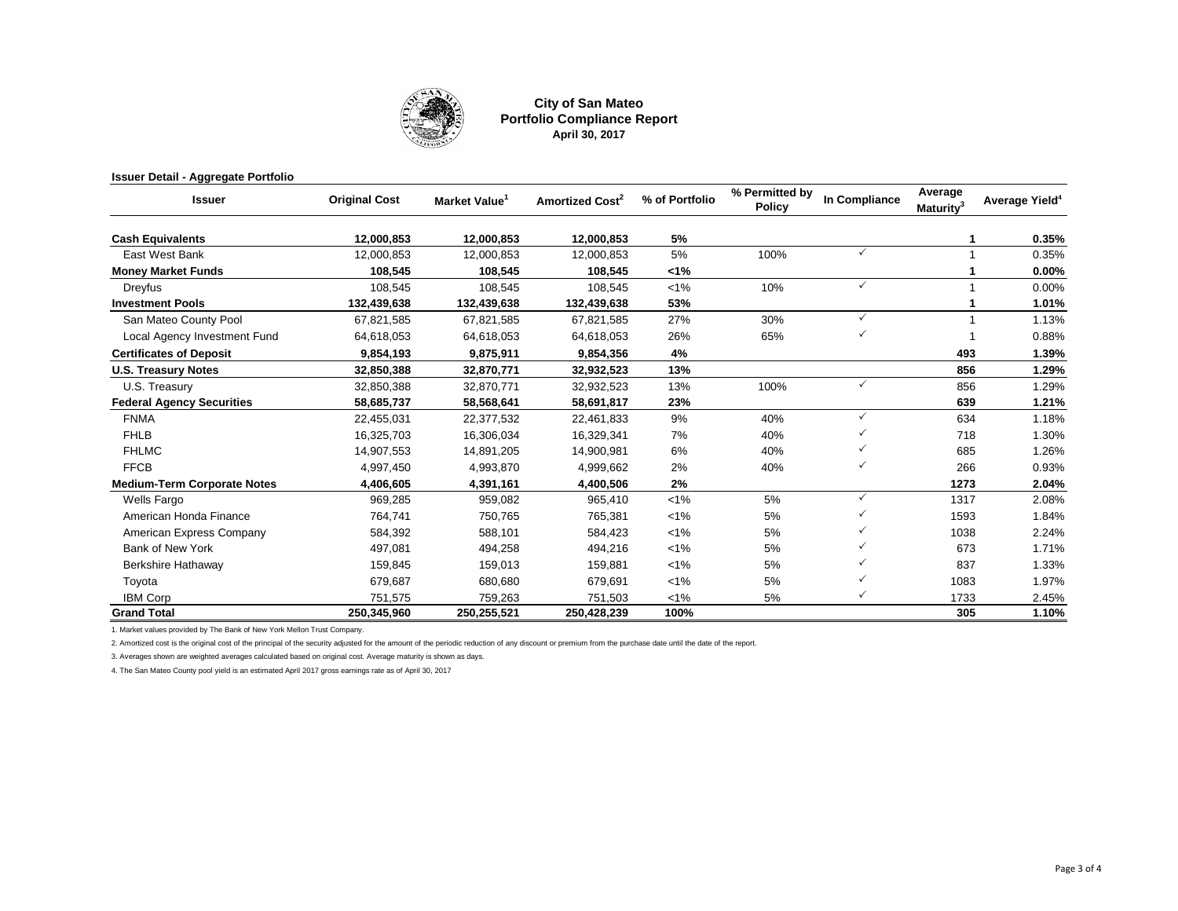# City of San Mateo
## Portfolio Compliance Report
### April 30, 2017

**Issuer Detail - Aggregate Portfolio**

| Issuer | Original Cost | Market Value[1] | Amortized Cost[2] | % of Portfolio | % Permitted by Policy | In Compliance | Average Maturity[3] | Average Yield[4] |
|---|---|---|---|---|---|---|---|---|
| **Cash Equivalents** | **12,000,853** | **12,000,853** | **12,000,853** | **5%** | | | **1** | **0.35%** |
| East West Bank | 12,000,853 | 12,000,853 | 12,000,853 | 5% | 100% | ✓ | 1 | 0.35% |
| **Money Market Funds** | **108,545** | **108,545** | **108,545** | **<1%** | | | **1** | **0.00%** |
| Dreyfus | 108,545 | 108,545 | 108,545 | <1% | 10% | ✓ | 1 | 0.00% |
| **Investment Pools** | **132,439,638** | **132,439,638** | **132,439,638** | **53%** | | | **1** | **1.01%** |
| San Mateo County Pool | 67,821,585 | 67,821,585 | 67,821,585 | 27% | 30% | ✓ | 1 | 1.13% |
| Local Agency Investment Fund | 64,618,053 | 64,618,053 | 64,618,053 | 26% | 65% | ✓ | 1 | 0.88% |
| **Certificates of Deposit** | **9,854,193** | **9,875,911** | **9,854,356** | **4%** | | | **493** | **1.39%** |
| **U.S. Treasury Notes** | **32,850,388** | **32,870,771** | **32,932,523** | **13%** | | | **856** | **1.29%** |
| U.S. Treasury | 32,850,388 | 32,870,771 | 32,932,523 | 13% | 100% | ✓ | 856 | 1.29% |
| **Federal Agency Securities** | **58,685,737** | **58,568,641** | **58,691,817** | **23%** | | | **639** | **1.21%** |
| FNMA | 22,455,031 | 22,377,532 | 22,461,833 | 9% | 40% | ✓ | 634 | 1.18% |
| FHLB | 16,325,703 | 16,306,034 | 16,329,341 | 7% | 40% | ✓ | 718 | 1.30% |
| FHLMC | 14,907,553 | 14,891,205 | 14,900,981 | 6% | 40% | ✓ | 685 | 1.26% |
| FFCB | 4,997,450 | 4,993,870 | 4,999,662 | 2% | 40% | ✓ | 266 | 0.93% |
| **Medium-Term Corporate Notes** | **4,406,605** | **4,391,161** | **4,400,506** | **2%** | | | **1273** | **2.04%** |
| Wells Fargo | 969,285 | 959,082 | 965,410 | <1% | 5% | ✓ | 1317 | 2.08% |
| American Honda Finance | 764,741 | 750,765 | 765,381 | <1% | 5% | ✓ | 1593 | 1.84% |
| American Express Company | 584,392 | 588,101 | 584,423 | <1% | 5% | ✓ | 1038 | 2.24% |
| Bank of New York | 497,081 | 494,258 | 494,216 | <1% | 5% | ✓ | 673 | 1.71% |
| Berkshire Hathaway | 159,845 | 159,013 | 159,881 | <1% | 5% | ✓ | 837 | 1.33% |
| Toyota | 679,687 | 680,680 | 679,691 | <1% | 5% | ✓ | 1083 | 1.97% |
| IBM Corp | 751,575 | 759,263 | 751,503 | <1% | 5% | ✓ | 1733 | 2.45% |
| **Grand Total** | **250,345,960** | **250,255,521** | **250,428,239** | **100%** | | | **305** | **1.10%** |

1. Market values provided by The Bank of New York Mellon Trust Company.

2. Amortized cost is the original cost of the principal of the security adjusted for the amount of the periodic reduction of any discount or premium from the purchase date until the date of the report.

3. Averages shown are weighted averages calculated based on original cost. Average maturity is shown as days.

4. The San Mateo County pool yield is an estimated April 2017 gross earnings rate as of April 30, 2017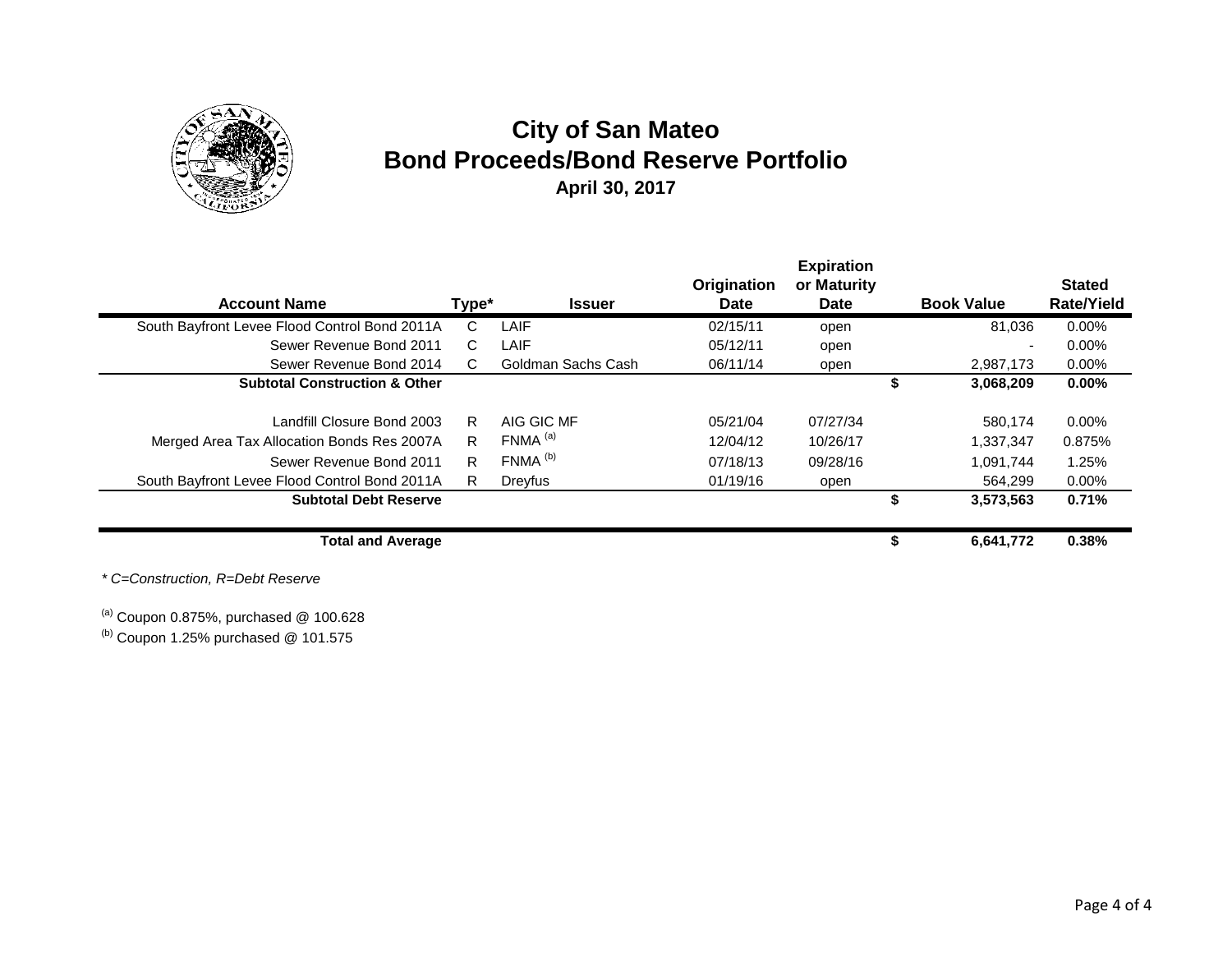# City of San Mateo
## Bond Proceeds/Bond Reserve Portfolio
### April 30, 2017

| Account Name | Type* | Issuer | Origination Date | Expiration or Maturity Date | | Book Value | Stated Rate/Yield |
|---|---|---|---|---|---|---|---|
| South Bayfront Levee Flood Control Bond 2011A | C | LAIF | 02/15/11 | open | | 81,036 | 0.00% |
| Sewer Revenue Bond 2011 | C | LAIF | 05/12/11 | open | | - | 0.00% |
| Sewer Revenue Bond 2014 | C | Goldman Sachs Cash | 06/11/14 | open | | 2,987,173 | 0.00% |
| **Subtotal Construction & Other** | | | | | **$** | **3,068,209** | **0.00%** |
| Landfill Closure Bond 2003 | R | AIG GIC MF | 05/21/04 | 07/27/34 | | 580,174 | 0.00% |
| Merged Area Tax Allocation Bonds Res 2007A | R | FNMA [(a)] | 12/04/12 | 10/26/17 | | 1,337,347 | 0.875% |
| Sewer Revenue Bond 2011 | R | FNMA [(b)] | 07/18/13 | 09/28/16 | | 1,091,744 | 1.25% |
| South Bayfront Levee Flood Control Bond 2011A | R | Dreyfus | 01/19/16 | open | | 564,299 | 0.00% |
| **Subtotal Debt Reserve** | | | | | **$** | **3,573,563** | **0.71%** |
| **Total and Average** | | | | | **$** | **6,641,772** | **0.38%** |

*\* C=Construction, R=Debt Reserve*

[(a)] Coupon 0.875%, purchased @ 100.628

[(b)] Coupon 1.25% purchased @ 101.575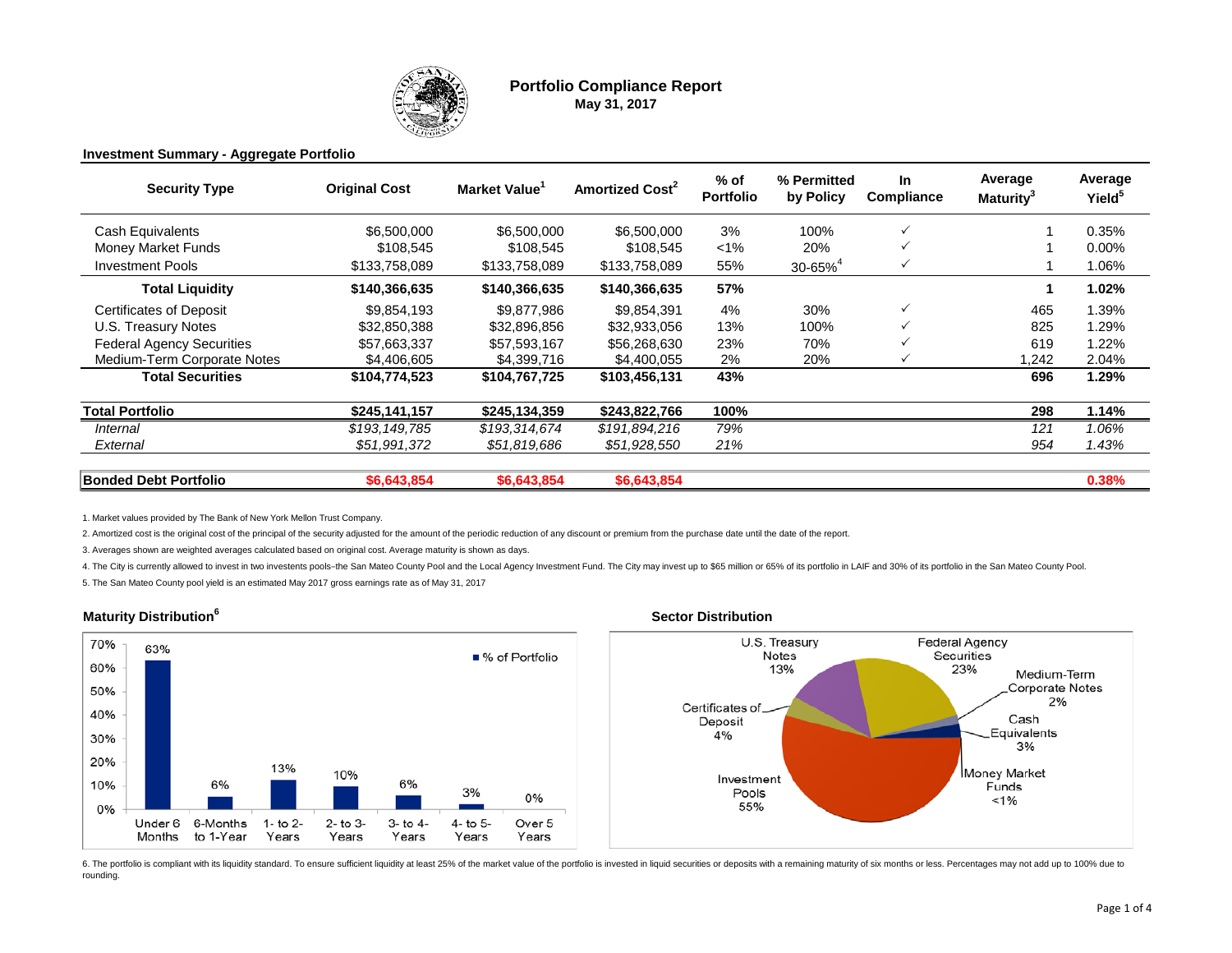# Portfolio Compliance Report

**May 31, 2017**

**Investment Summary - Aggregate Portfolio**

| Security Type | Original Cost | Market Value[1] | Amortized Cost[2] | % of Portfolio | % Permitted by Policy | In Compliance | Average Maturity[3] | Average Yield[5] |
|---|---|---|---|---|---|---|---|---|
| Cash Equivalents | $6,500,000 | $6,500,000 | $6,500,000 | 3% | 100% | ✓ | 1 | 0.35% |
| Money Market Funds | $108,545 | $108,545 | $108,545 | <1% | 20% | ✓ | 1 | 0.00% |
| Investment Pools | $133,758,089 | $133,758,089 | $133,758,089 | 55% | 30-65%[4] | ✓ | 1 | 1.06% |
| **Total Liquidity** | **$140,366,635** | **$140,366,635** | **$140,366,635** | **57%** | | | **1** | **1.02%** |
| Certificates of Deposit | $9,854,193 | $9,877,986 | $9,854,391 | 4% | 30% | ✓ | 465 | 1.39% |
| U.S. Treasury Notes | $32,850,388 | $32,896,856 | $32,933,056 | 13% | 100% | ✓ | 825 | 1.29% |
| Federal Agency Securities | $57,663,337 | $57,593,167 | $56,268,630 | 23% | 70% | ✓ | 619 | 1.22% |
| Medium-Term Corporate Notes | $4,406,605 | $4,399,716 | $4,400,055 | 2% | 20% | ✓ | 1,242 | 2.04% |
| **Total Securities** | **$104,774,523** | **$104,767,725** | **$103,456,131** | **43%** | | | **696** | **1.29%** |
| **Total Portfolio** | **$245,141,157** | **$245,134,359** | **$243,822,766** | **100%** | | | **298** | **1.14%** |
| *Internal* | *$193,149,785* | *$193,314,674* | *$191,894,216* | *79%* | | | *121* | *1.06%* |
| *External* | *$51,991,372* | *$51,819,686* | *$51,928,550* | *21%* | | | *954* | *1.43%* |
| **Bonded Debt Portfolio** | **$6,643,854** | **$6,643,854** | **$6,643,854** | | | | | **0.38%** |

1. Market values provided by The Bank of New York Mellon Trust Company.
2. Amortized cost is the original cost of the principal of the security adjusted for the amount of the periodic reduction of any discount or premium from the purchase date until the date of the report.
3. Averages shown are weighted averages calculated based on original cost. Average maturity is shown as days.
4. The City is currently allowed to invest in two investents pools–the San Mateo County Pool and the Local Agency Investment Fund. The City may invest up to $65 million or 65% of its portfolio in LAIF and 30% of its portfolio in the San Mateo County Pool.
5. The San Mateo County pool yield is an estimated May 2017 gross earnings rate as of May 31, 2017

## Maturity Distribution[6]

| Maturity | % of Portfolio |
|---|---|
| Under 6 Months | 63% |
| 6-Months to 1-Year | 6% |
| 1- to 2-Years | 13% |
| 2- to 3-Years | 10% |
| 3- to 4-Years | 6% |
| 4- to 5-Years | 3% |
| Over 5 Years | 0% |

## Sector Distribution

| Sector | % |
|---|---|
| U.S. Treasury Notes | 13% |
| Federal Agency Securities | 23% |
| Medium-Term Corporate Notes | 2% |
| Cash Equivalents | 3% |
| Money Market Funds | <1% |
| Investment Pools | 55% |
| Certificates of Deposit | 4% |

6. The portfolio is compliant with its liquidity standard. To ensure sufficient liquidity at least 25% of the market value of the portfolio is invested in liquid securities or deposits with a remaining maturity of six months or less. Percentages may not add up to 100% due to rounding.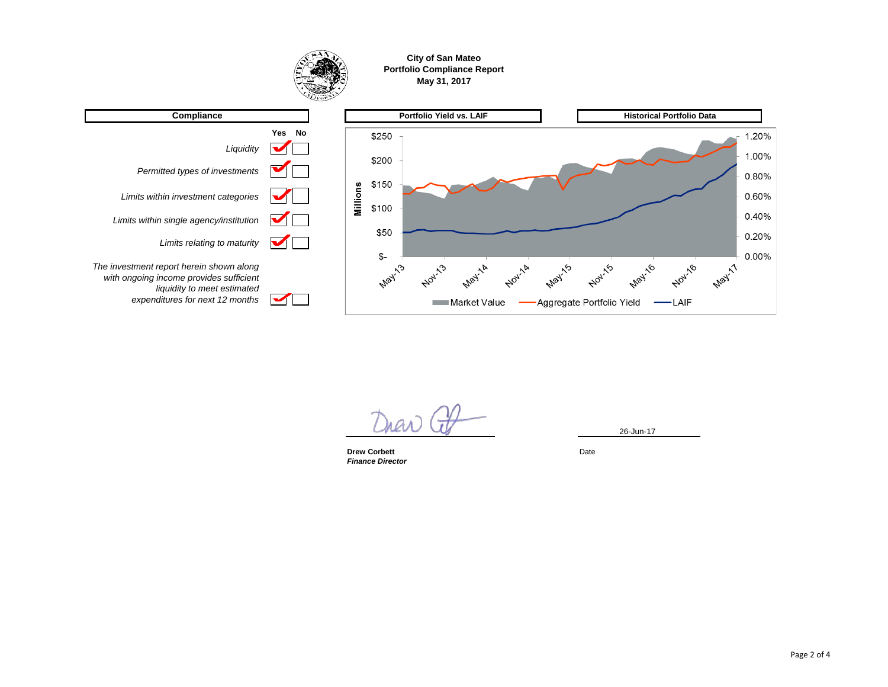# City of San Mateo
## Portfolio Compliance Report
### May 31, 2017

## Compliance

| | Yes | No |
|---|---|---|
| *Liquidity* | ✔ | |
| *Permitted types of investments* | ✔ | |
| *Limits within investment categories* | ✔ | |
| *Limits within single agency/institution* | ✔ | |
| *Limits relating to maturity* | ✔ | |
| *The investment report herein shown along with ongoing income provides sufficient liquidity to meet estimated expenditures for next 12 months* | ✔ | |

## Portfolio Yield vs. LAIF

## Historical Portfolio Data

Millions: $250, $200, $150, $100, $50, $-

1.20%, 1.00%, 0.80%, 0.60%, 0.40%, 0.20%, 0.00%

May-13, Nov-13, May-14, Nov-14, May-15, Nov-15, May-16, Nov-16, May-17

Market Value — Aggregate Portfolio Yield — LAIF

**Drew Corbett**
***Finance Director***

26-Jun-17

Date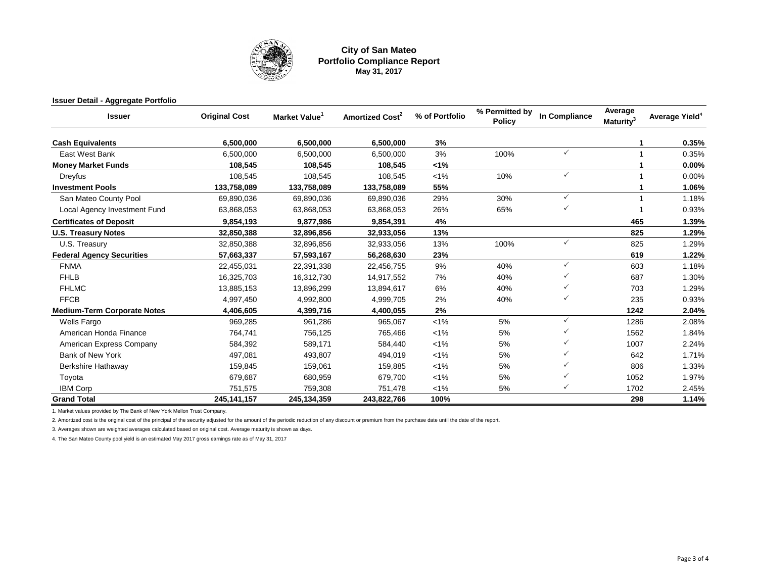# City of San Mateo
## Portfolio Compliance Report
### May 31, 2017

**Issuer Detail - Aggregate Portfolio**

| Issuer | Original Cost | Market Value[1] | Amortized Cost[2] | % of Portfolio | % Permitted by Policy | In Compliance | Average Maturity[3] | Average Yield[4] |
|---|---|---|---|---|---|---|---|---|
| **Cash Equivalents** | **6,500,000** | **6,500,000** | **6,500,000** | **3%** | | | **1** | **0.35%** |
| East West Bank | 6,500,000 | 6,500,000 | 6,500,000 | 3% | 100% | ✓ | 1 | 0.35% |
| **Money Market Funds** | **108,545** | **108,545** | **108,545** | **<1%** | | | **1** | **0.00%** |
| Dreyfus | 108,545 | 108,545 | 108,545 | <1% | 10% | ✓ | 1 | 0.00% |
| **Investment Pools** | **133,758,089** | **133,758,089** | **133,758,089** | **55%** | | | **1** | **1.06%** |
| San Mateo County Pool | 69,890,036 | 69,890,036 | 69,890,036 | 29% | 30% | ✓ | 1 | 1.18% |
| Local Agency Investment Fund | 63,868,053 | 63,868,053 | 63,868,053 | 26% | 65% | ✓ | 1 | 0.93% |
| **Certificates of Deposit** | **9,854,193** | **9,877,986** | **9,854,391** | **4%** | | | **465** | **1.39%** |
| **U.S. Treasury Notes** | **32,850,388** | **32,896,856** | **32,933,056** | **13%** | | | **825** | **1.29%** |
| U.S. Treasury | 32,850,388 | 32,896,856 | 32,933,056 | 13% | 100% | ✓ | 825 | 1.29% |
| **Federal Agency Securities** | **57,663,337** | **57,593,167** | **56,268,630** | **23%** | | | **619** | **1.22%** |
| FNMA | 22,455,031 | 22,391,338 | 22,456,755 | 9% | 40% | ✓ | 603 | 1.18% |
| FHLB | 16,325,703 | 16,312,730 | 14,917,552 | 7% | 40% | ✓ | 687 | 1.30% |
| FHLMC | 13,885,153 | 13,896,299 | 13,894,617 | 6% | 40% | ✓ | 703 | 1.29% |
| FFCB | 4,997,450 | 4,992,800 | 4,999,705 | 2% | 40% | ✓ | 235 | 0.93% |
| **Medium-Term Corporate Notes** | **4,406,605** | **4,399,716** | **4,400,055** | **2%** | | | **1242** | **2.04%** |
| Wells Fargo | 969,285 | 961,286 | 965,067 | <1% | 5% | ✓ | 1286 | 2.08% |
| American Honda Finance | 764,741 | 756,125 | 765,466 | <1% | 5% | ✓ | 1562 | 1.84% |
| American Express Company | 584,392 | 589,171 | 584,440 | <1% | 5% | ✓ | 1007 | 2.24% |
| Bank of New York | 497,081 | 493,807 | 494,019 | <1% | 5% | ✓ | 642 | 1.71% |
| Berkshire Hathaway | 159,845 | 159,061 | 159,885 | <1% | 5% | ✓ | 806 | 1.33% |
| Toyota | 679,687 | 680,959 | 679,700 | <1% | 5% | ✓ | 1052 | 1.97% |
| IBM Corp | 751,575 | 759,308 | 751,478 | <1% | 5% | ✓ | 1702 | 2.45% |
| **Grand Total** | **245,141,157** | **245,134,359** | **243,822,766** | **100%** | | | **298** | **1.14%** |

1. Market values provided by The Bank of New York Mellon Trust Company.

2. Amortized cost is the original cost of the principal of the security adjusted for the amount of the periodic reduction of any discount or premium from the purchase date until the date of the report.

3. Averages shown are weighted averages calculated based on original cost. Average maturity is shown as days.

4. The San Mateo County pool yield is an estimated May 2017 gross earnings rate as of May 31, 2017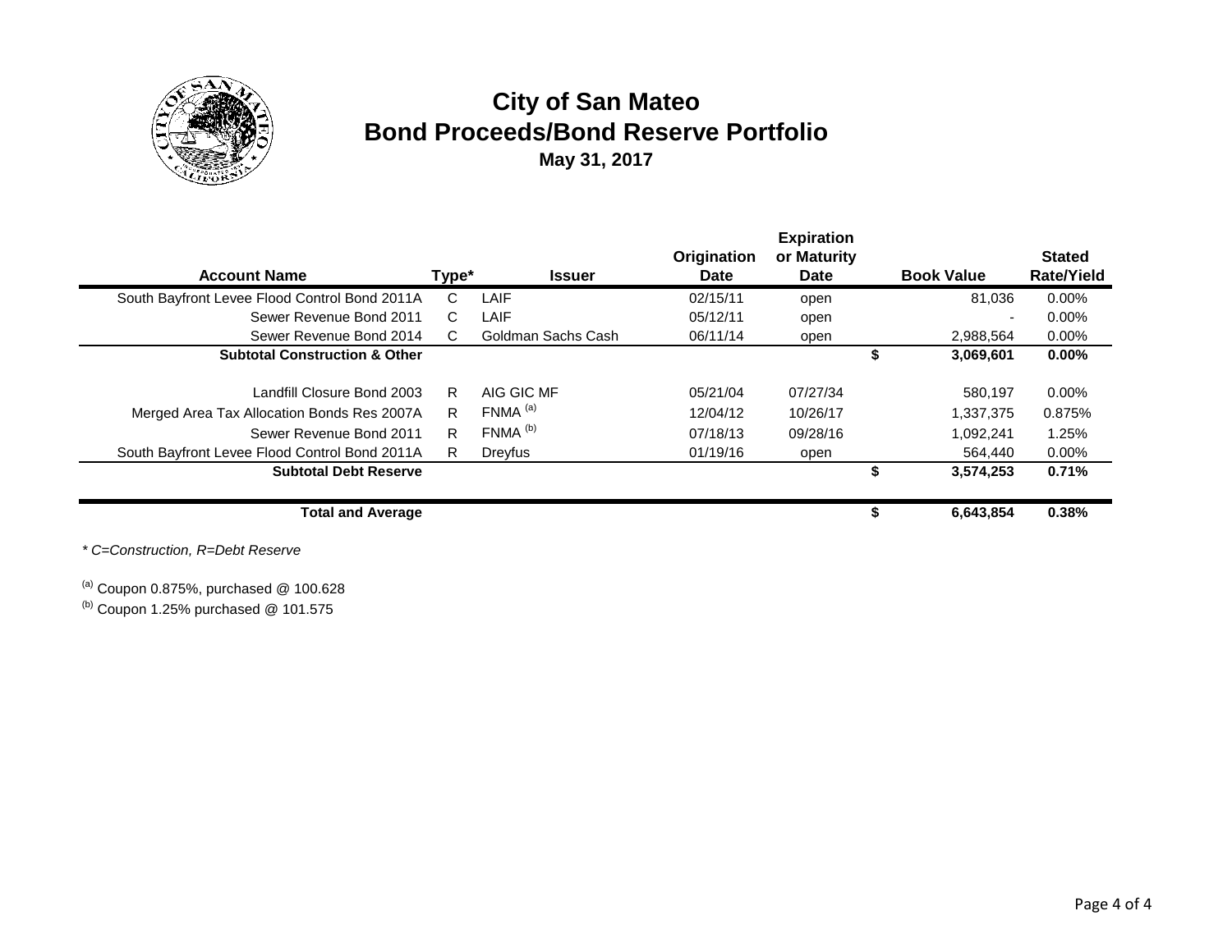# City of San Mateo
## Bond Proceeds/Bond Reserve Portfolio
**May 31, 2017**

| Account Name | Type* | Issuer | Origination Date | Expiration or Maturity Date | | Book Value | Stated Rate/Yield |
|---|---|---|---|---|---|---|---|
| South Bayfront Levee Flood Control Bond 2011A | C | LAIF | 02/15/11 | open | | 81,036 | 0.00% |
| Sewer Revenue Bond 2011 | C | LAIF | 05/12/11 | open | | - | 0.00% |
| Sewer Revenue Bond 2014 | C | Goldman Sachs Cash | 06/11/14 | open | | 2,988,564 | 0.00% |
| **Subtotal Construction & Other** | | | | | **$** | **3,069,601** | **0.00%** |
| Landfill Closure Bond 2003 | R | AIG GIC MF | 05/21/04 | 07/27/34 | | 580,197 | 0.00% |
| Merged Area Tax Allocation Bonds Res 2007A | R | FNMA [a] | 12/04/12 | 10/26/17 | | 1,337,375 | 0.875% |
| Sewer Revenue Bond 2011 | R | FNMA [b] | 07/18/13 | 09/28/16 | | 1,092,241 | 1.25% |
| South Bayfront Levee Flood Control Bond 2011A | R | Dreyfus | 01/19/16 | open | | 564,440 | 0.00% |
| **Subtotal Debt Reserve** | | | | | **$** | **3,574,253** | **0.71%** |
| **Total and Average** | | | | | **$** | **6,643,854** | **0.38%** |

*\* C=Construction, R=Debt Reserve*

[a] Coupon 0.875%, purchased @ 100.628

[b] Coupon 1.25% purchased @ 101.575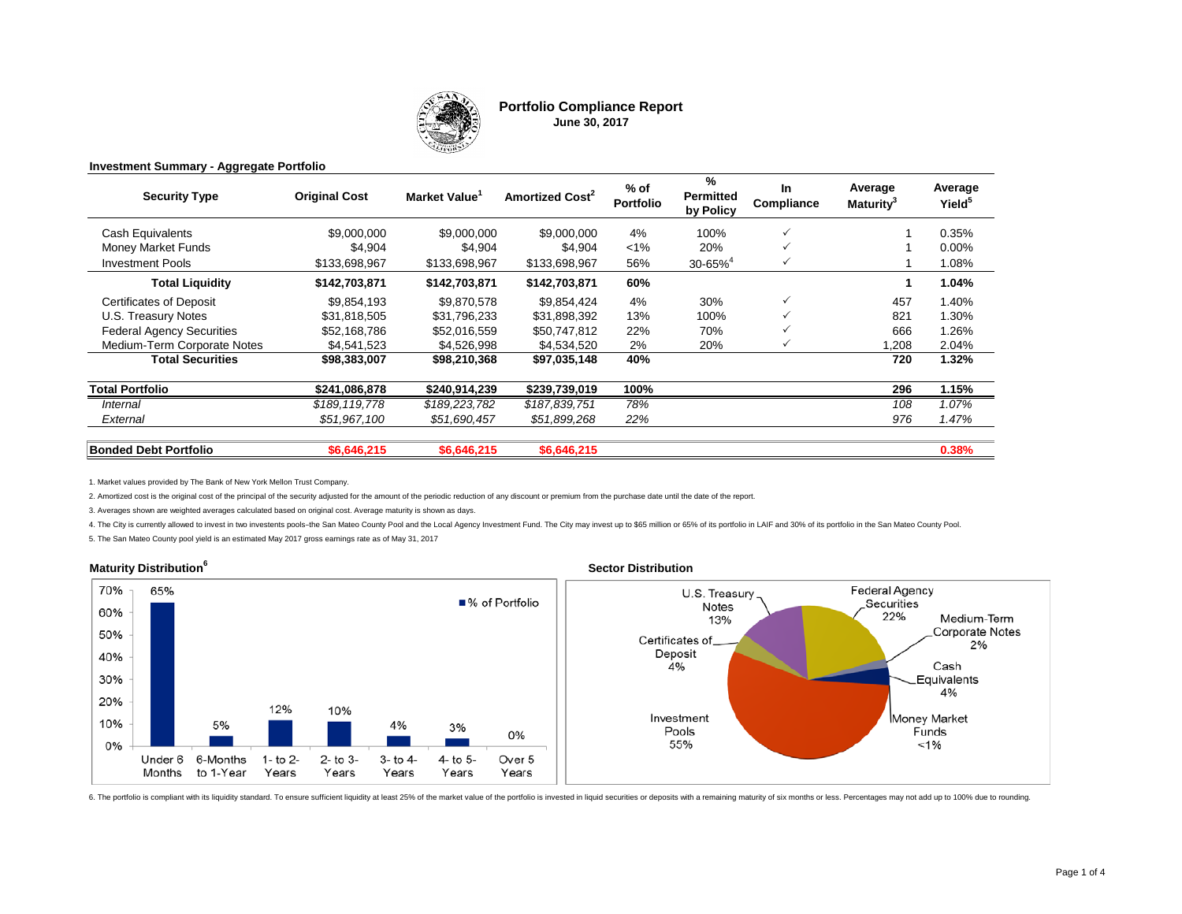# Portfolio Compliance Report

**June 30, 2017**

**Investment Summary - Aggregate Portfolio**

| Security Type | Original Cost | Market Value[1] | Amortized Cost[2] | % of Portfolio | % Permitted by Policy | In Compliance | Average Maturity[3] | Average Yield[5] |
|---|---|---|---|---|---|---|---|---|
| Cash Equivalents | $9,000,000 | $9,000,000 | $9,000,000 | 4% | 100% | ✓ | 1 | 0.35% |
| Money Market Funds | $4,904 | $4,904 | $4,904 | <1% | 20% | ✓ | 1 | 0.00% |
| Investment Pools | $133,698,967 | $133,698,967 | $133,698,967 | 56% | 30-65%[4] | ✓ | 1 | 1.08% |
| **Total Liquidity** | **$142,703,871** | **$142,703,871** | **$142,703,871** | **60%** | | | **1** | **1.04%** |
| Certificates of Deposit | $9,854,193 | $9,870,578 | $9,854,424 | 4% | 30% | ✓ | 457 | 1.40% |
| U.S. Treasury Notes | $31,818,505 | $31,796,233 | $31,898,392 | 13% | 100% | ✓ | 821 | 1.30% |
| Federal Agency Securities | $52,168,786 | $52,016,559 | $50,747,812 | 22% | 70% | ✓ | 666 | 1.26% |
| Medium-Term Corporate Notes | $4,541,523 | $4,526,998 | $4,534,520 | 2% | 20% | ✓ | 1,208 | 2.04% |
| **Total Securities** | **$98,383,007** | **$98,210,368** | **$97,035,148** | **40%** | | | **720** | **1.32%** |
| **Total Portfolio** | **$241,086,878** | **$240,914,239** | **$239,739,019** | **100%** | | | **296** | **1.15%** |
| *Internal* | *$189,119,778* | *$189,223,782* | *$187,839,751* | *78%* | | | *108* | *1.07%* |
| *External* | *$51,967,100* | *$51,690,457* | *$51,899,268* | *22%* | | | *976* | *1.47%* |
| **Bonded Debt Portfolio** | **$6,646,215** | **$6,646,215** | **$6,646,215** | | | | | **0.38%** |

1. Market values provided by The Bank of New York Mellon Trust Company.

2. Amortized cost is the original cost of the principal of the security adjusted for the amount of the periodic reduction of any discount or premium from the purchase date until the date of the report.

3. Averages shown are weighted averages calculated based on original cost. Average maturity is shown as days.

4. The City is currently allowed to invest in two investents pools–the San Mateo County Pool and the Local Agency Investment Fund. The City may invest up to $65 million or 65% of its portfolio in LAIF and 30% of its portfolio in the San Mateo County Pool.

5. The San Mateo County pool yield is an estimated May 2017 gross earnings rate as of May 31, 2017

## Maturity Distribution[6]

| Maturity | % of Portfolio |
|---|---|
| Under 6 Months | 65% |
| 6-Months to 1-Year | 5% |
| 1- to 2-Years | 12% |
| 2- to 3-Years | 10% |
| 3- to 4-Years | 4% |
| 4- to 5-Years | 3% |
| Over 5 Years | 0% |

## Sector Distribution

| Sector | % |
|---|---|
| U.S. Treasury Notes | 13% |
| Federal Agency Securities | 22% |
| Medium-Term Corporate Notes | 2% |
| Cash Equivalents | 4% |
| Money Market Funds | <1% |
| Investment Pools | 55% |
| Certificates of Deposit | 4% |

6. The portfolio is compliant with its liquidity standard. To ensure sufficient liquidity at least 25% of the market value of the portfolio is invested in liquid securities or deposits with a remaining maturity of six months or less. Percentages may not add up to 100% due to rounding.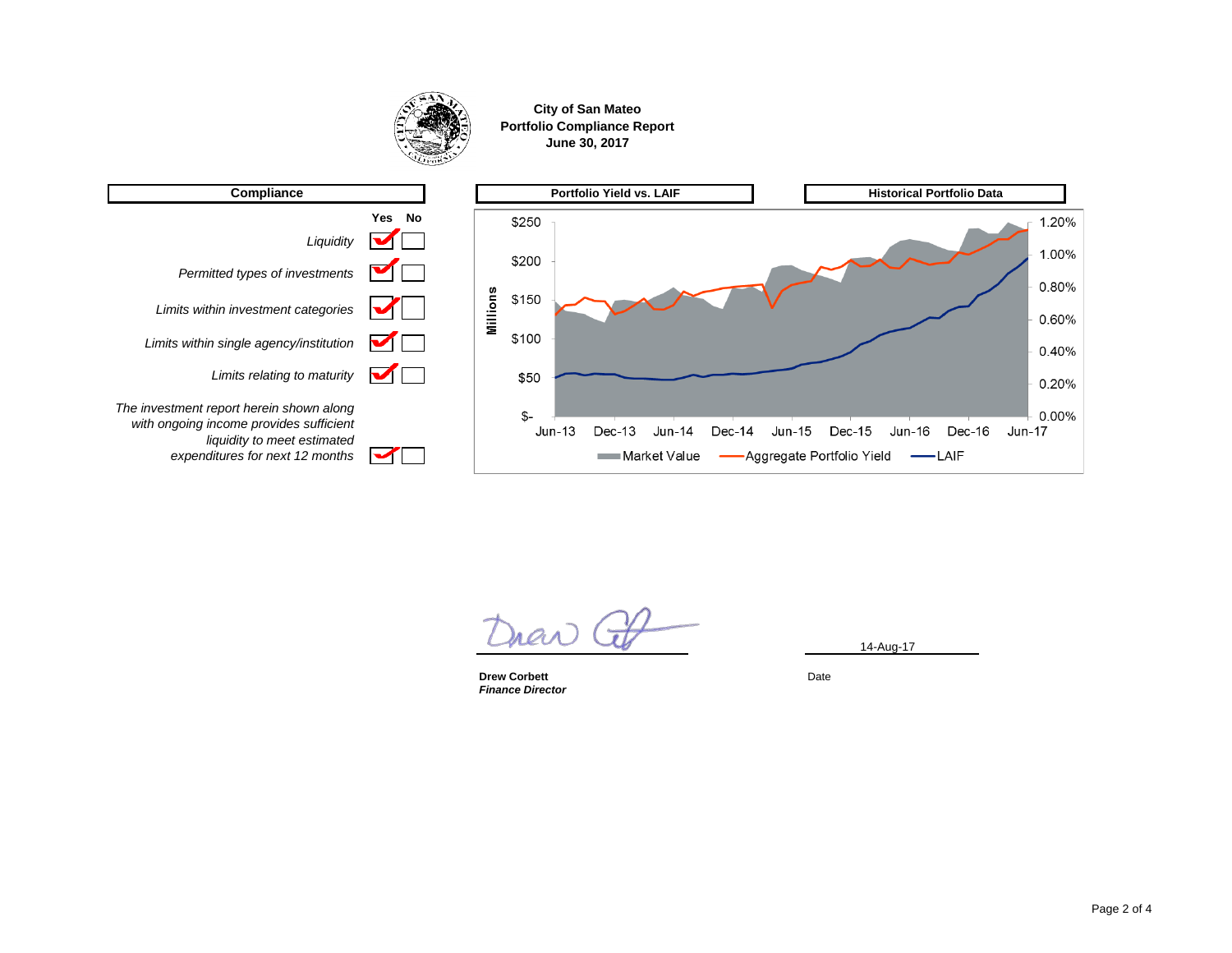**City of San Mateo**
**Portfolio Compliance Report**
**June 30, 2017**

## Compliance

| | Yes | No |
|---|---|---|
| *Liquidity* | ✓ | |
| *Permitted types of investments* | ✓ | |
| *Limits within investment categories* | ✓ | |
| *Limits within single agency/institution* | ✓ | |
| *Limits relating to maturity* | ✓ | |
| *The investment report herein shown along with ongoing income provides sufficient liquidity to meet estimated expenditures for next 12 months* | ✓ | |

## Portfolio Yield vs. LAIF

## Historical Portfolio Data

Millions: $- | $50 | $100 | $150 | $200 | $250

0.00% | 0.20% | 0.40% | 0.60% | 0.80% | 1.00% | 1.20%

Jun-13 | Dec-13 | Jun-14 | Dec-14 | Jun-15 | Dec-15 | Jun-16 | Dec-16 | Jun-17

Market Value | Aggregate Portfolio Yield | LAIF

**Drew Corbett**
***Finance Director***

14-Aug-17

Date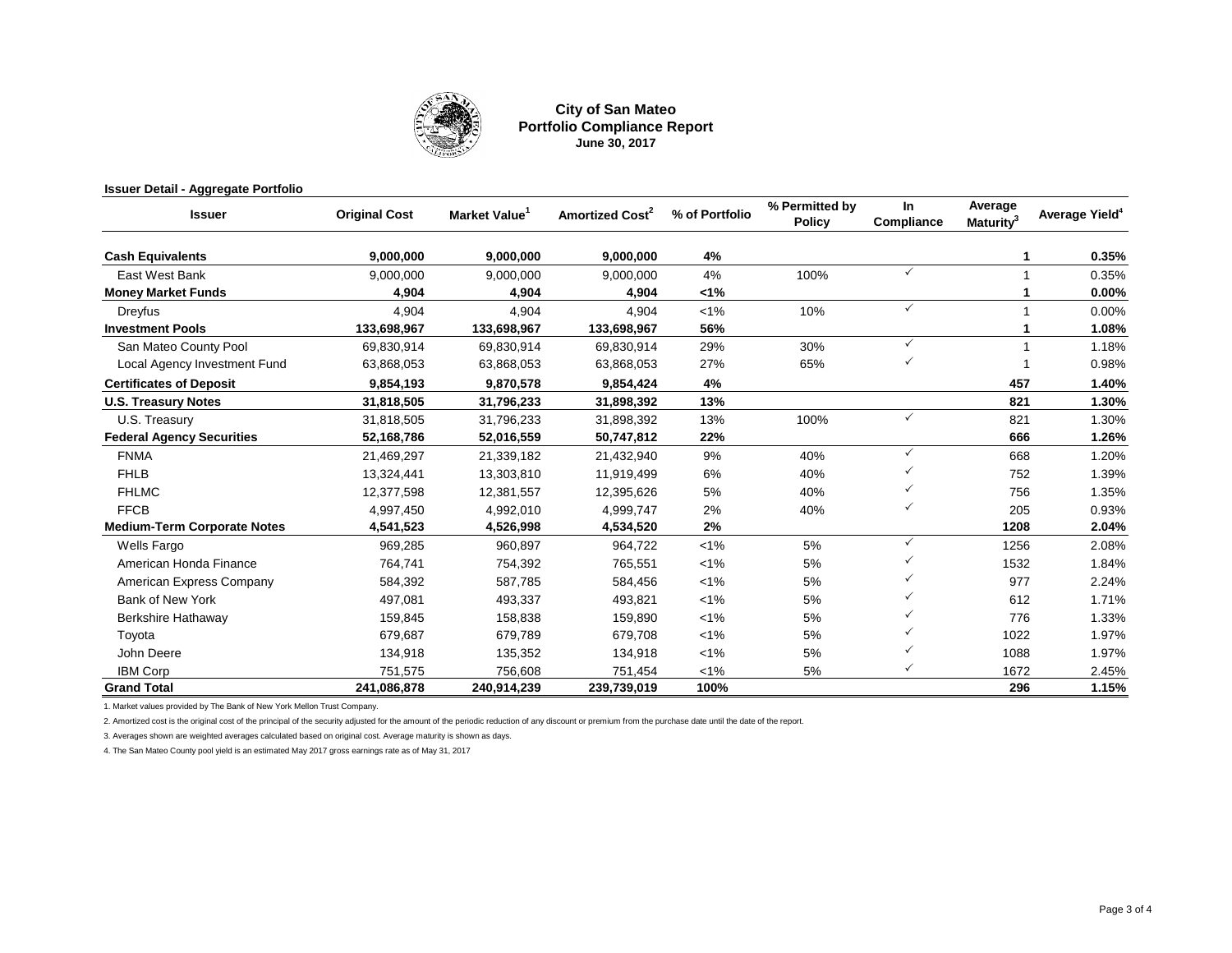# City of San Mateo
## Portfolio Compliance Report
### June 30, 2017

**Issuer Detail - Aggregate Portfolio**

| Issuer | Original Cost | Market Value[1] | Amortized Cost[2] | % of Portfolio | % Permitted by Policy | In Compliance | Average Maturity[3] | Average Yield[4] |
|---|---|---|---|---|---|---|---|---|
| **Cash Equivalents** | **9,000,000** | **9,000,000** | **9,000,000** | **4%** | | | **1** | **0.35%** |
| East West Bank | 9,000,000 | 9,000,000 | 9,000,000 | 4% | 100% | ✓ | 1 | 0.35% |
| **Money Market Funds** | **4,904** | **4,904** | **4,904** | **<1%** | | | **1** | **0.00%** |
| Dreyfus | 4,904 | 4,904 | 4,904 | <1% | 10% | ✓ | 1 | 0.00% |
| **Investment Pools** | **133,698,967** | **133,698,967** | **133,698,967** | **56%** | | | **1** | **1.08%** |
| San Mateo County Pool | 69,830,914 | 69,830,914 | 69,830,914 | 29% | 30% | ✓ | 1 | 1.18% |
| Local Agency Investment Fund | 63,868,053 | 63,868,053 | 63,868,053 | 27% | 65% | ✓ | 1 | 0.98% |
| **Certificates of Deposit** | **9,854,193** | **9,870,578** | **9,854,424** | **4%** | | | **457** | **1.40%** |
| **U.S. Treasury Notes** | **31,818,505** | **31,796,233** | **31,898,392** | **13%** | | | **821** | **1.30%** |
| U.S. Treasury | 31,818,505 | 31,796,233 | 31,898,392 | 13% | 100% | ✓ | 821 | 1.30% |
| **Federal Agency Securities** | **52,168,786** | **52,016,559** | **50,747,812** | **22%** | | | **666** | **1.26%** |
| FNMA | 21,469,297 | 21,339,182 | 21,432,940 | 9% | 40% | ✓ | 668 | 1.20% |
| FHLB | 13,324,441 | 13,303,810 | 11,919,499 | 6% | 40% | ✓ | 752 | 1.39% |
| FHLMC | 12,377,598 | 12,381,557 | 12,395,626 | 5% | 40% | ✓ | 756 | 1.35% |
| FFCB | 4,997,450 | 4,992,010 | 4,999,747 | 2% | 40% | ✓ | 205 | 0.93% |
| **Medium-Term Corporate Notes** | **4,541,523** | **4,526,998** | **4,534,520** | **2%** | | | **1208** | **2.04%** |
| Wells Fargo | 969,285 | 960,897 | 964,722 | <1% | 5% | ✓ | 1256 | 2.08% |
| American Honda Finance | 764,741 | 754,392 | 765,551 | <1% | 5% | ✓ | 1532 | 1.84% |
| American Express Company | 584,392 | 587,785 | 584,456 | <1% | 5% | ✓ | 977 | 2.24% |
| Bank of New York | 497,081 | 493,337 | 493,821 | <1% | 5% | ✓ | 612 | 1.71% |
| Berkshire Hathaway | 159,845 | 158,838 | 159,890 | <1% | 5% | ✓ | 776 | 1.33% |
| Toyota | 679,687 | 679,789 | 679,708 | <1% | 5% | ✓ | 1022 | 1.97% |
| John Deere | 134,918 | 135,352 | 134,918 | <1% | 5% | ✓ | 1088 | 1.97% |
| IBM Corp | 751,575 | 756,608 | 751,454 | <1% | 5% | ✓ | 1672 | 2.45% |
| **Grand Total** | **241,086,878** | **240,914,239** | **239,739,019** | **100%** | | | **296** | **1.15%** |

1. Market values provided by The Bank of New York Mellon Trust Company.

2. Amortized cost is the original cost of the principal of the security adjusted for the amount of the periodic reduction of any discount or premium from the purchase date until the date of the report.

3. Averages shown are weighted averages calculated based on original cost. Average maturity is shown as days.

4. The San Mateo County pool yield is an estimated May 2017 gross earnings rate as of May 31, 2017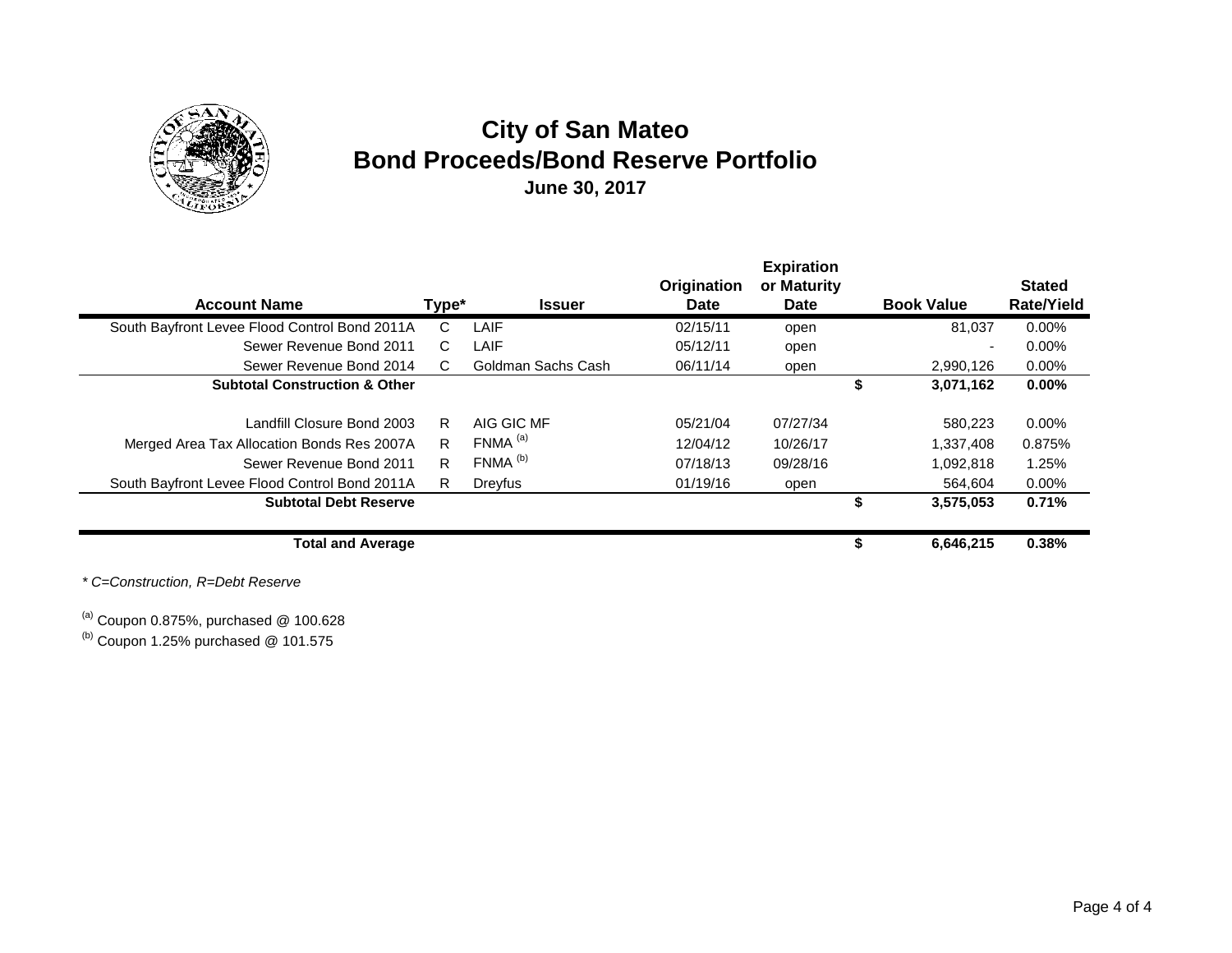# City of San Mateo
## Bond Proceeds/Bond Reserve Portfolio
### June 30, 2017

| Account Name | Type* | Issuer | Origination Date | Expiration or Maturity Date | | Book Value | Stated Rate/Yield |
|---|---|---|---|---|---|---|---|
| South Bayfront Levee Flood Control Bond 2011A | C | LAIF | 02/15/11 | open | | 81,037 | 0.00% |
| Sewer Revenue Bond 2011 | C | LAIF | 05/12/11 | open | | - | 0.00% |
| Sewer Revenue Bond 2014 | C | Goldman Sachs Cash | 06/11/14 | open | | 2,990,126 | 0.00% |
| **Subtotal Construction & Other** | | | | | **$** | **3,071,162** | **0.00%** |
| Landfill Closure Bond 2003 | R | AIG GIC MF | 05/21/04 | 07/27/34 | | 580,223 | 0.00% |
| Merged Area Tax Allocation Bonds Res 2007A | R | FNMA [a] | 12/04/12 | 10/26/17 | | 1,337,408 | 0.875% |
| Sewer Revenue Bond 2011 | R | FNMA [b] | 07/18/13 | 09/28/16 | | 1,092,818 | 1.25% |
| South Bayfront Levee Flood Control Bond 2011A | R | Dreyfus | 01/19/16 | open | | 564,604 | 0.00% |
| **Subtotal Debt Reserve** | | | | | **$** | **3,575,053** | **0.71%** |
| **Total and Average** | | | | | **$** | **6,646,215** | **0.38%** |

*\* C=Construction, R=Debt Reserve*

[a] Coupon 0.875%, purchased @ 100.628

[b] Coupon 1.25% purchased @ 101.575